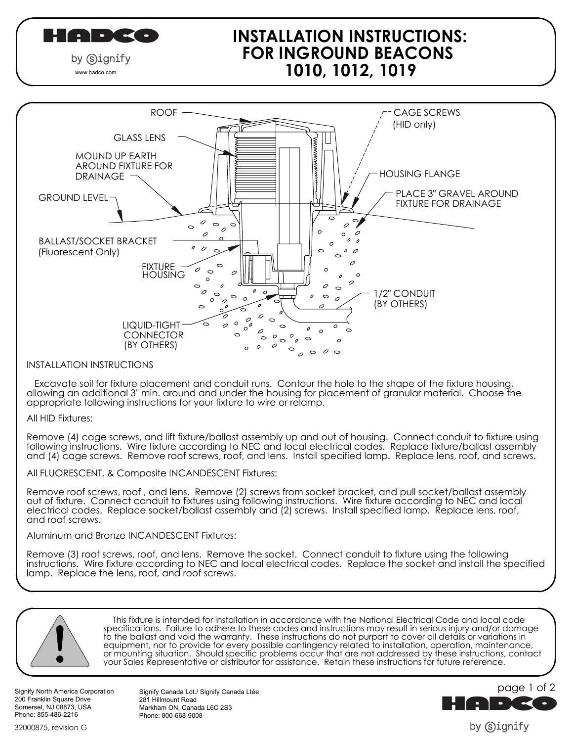# INSTALLATION INSTRUCTIONS: FOR INGROUND BEACONS 1010, 1012, 1019

HADCO by Signify

www.hadco.com

ROOF

GLASS LENS

MOUND UP EARTH AROUND FIXTURE FOR DRAINAGE

GROUND LEVEL

BALLAST/SOCKET BRACKET (Fluorescent Only)

FIXTURE HOUSING

LIQUID-TIGHT CONNECTOR (BY OTHERS)

CAGE SCREWS (HID only)

HOUSING FLANGE

PLACE 3" GRAVEL AROUND FIXTURE FOR DRAINAGE

1/2" CONDUIT (BY OTHERS)

## INSTALLATION INSTRUCTIONS

Excavate soil for fixture placement and conduit runs. Contour the hole to the shape of the fixture housing, allowing an additional 3" min. around and under the housing for placement of granular material. Choose the appropriate following instructions for your fixture to wire or relamp.

All HID Fixtures:

Remove (4) cage screws, and lift fixture/ballast assembly up and out of housing. Connect conduit to fixture using following instructions. Wire fixture according to NEC and local electrical codes. Replace fixture/ballast assembly and (4) cage screws. Remove roof screws, roof, and lens. Install specified lamp. Replace lens, roof, and screws.

All FLUORESCENT, & Composite INCANDESCENT Fixtures:

Remove roof screws, roof , and lens. Remove (2) screws from socket bracket, and pull socket/ballast assembly out of fixture. Connect conduit to fixtures using following instructions. Wire fixture according to NEC and local electrical codes. Replace socket/ballast assembly and (2) screws. Install specified lamp. Replace lens, roof, and roof screws.

Aluminum and Bronze INCANDESCENT Fixtures:

Remove (3) roof screws, roof, and lens. Remove the socket. Connect conduit to fixture using the following instructions. Wire fixture according to NEC and local electrical codes. Replace the socket and install the specified lamp. Replace the lens, roof, and roof screws.

This fixture is intended for installation in accordance with the National Electrical Code and local code specifications. Failure to adhere to these codes and instructions may result in serious injury and/or damage to the ballast and void the warranty. These instructions do not purport to cover all details or variations in equipment, nor to provide for every possible contingency related to installation, operation, maintenance, or mounting situation. Should specific problems occur that are not addressed by these instructions, contact your Sales Representative or distributor for assistance. Retain these instructions for future reference.

Signify North America Corporation
200 Franklin Square Drive
Somerset, NJ 08873, USA
Phone: 855-486-2216

Signify Canada Ldt./ Signify Canada Ltée
281 Hillmount Road
Markham ON, Canada L6C 2S3
Phone: 800-668-9008

32000875, revision G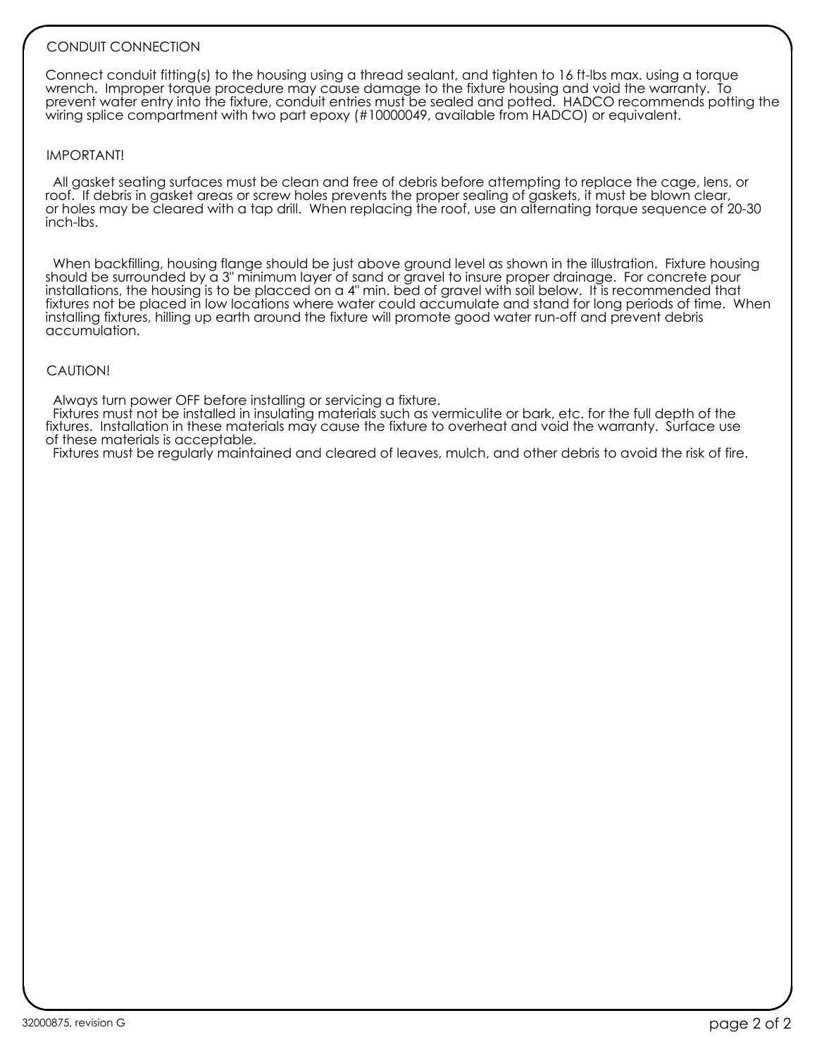## CONDUIT CONNECTION

Connect conduit fitting(s) to the housing using a thread sealant, and tighten to 16 ft-lbs max. using a torque wrench. Improper torque procedure may cause damage to the fixture housing and void the warranty. To prevent water entry into the fixture, conduit entries must be sealed and potted. HADCO recommends potting the wiring splice compartment with two part epoxy (#10000049, available from HADCO) or equivalent.

## IMPORTANT!

All gasket seating surfaces must be clean and free of debris before attempting to replace the cage, lens, or roof. If debris in gasket areas or screw holes prevents the proper sealing of gaskets, it must be blown clear, or holes may be cleared with a tap drill. When replacing the roof, use an alternating torque sequence of 20-30 inch-lbs.

When backfilling, housing flange should be just above ground level as shown in the illustration. Fixture housing should be surrounded by a 3" minimum layer of sand or gravel to insure proper drainage. For concrete pour installations, the housing is to be placced on a 4" min. bed of gravel with soil below. It is recommended that fixtures not be placed in low locations where water could accumulate and stand for long periods of time. When installing fixtures, hilling up earth around the fixture will promote good water run-off and prevent debris accumulation.

## CAUTION!

Always turn power OFF before installing or servicing a fixture.

Fixtures must not be installed in insulating materials such as vermiculite or bark, etc. for the full depth of the fixtures. Installation in these materials may cause the fixture to overheat and void the warranty. Surface use of these materials is acceptable.

Fixtures must be regularly maintained and cleared of leaves, mulch, and other debris to avoid the risk of fire.

32000875, revision G